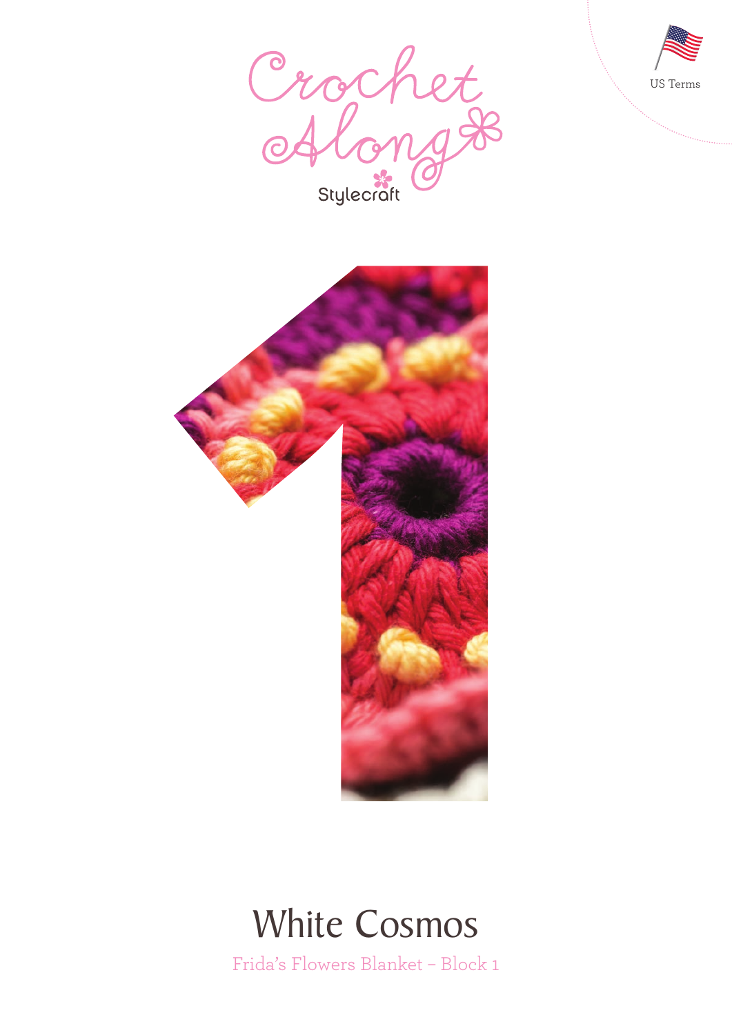US Terms

Crochet Along

Stylecraft

1

# White Cosmos

Frida's Flowers Blanket – Block 1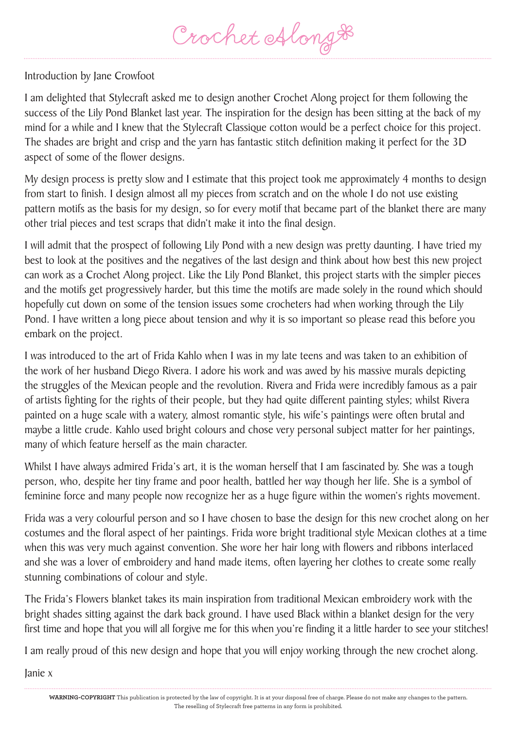# Crochet Along

Introduction by Jane Crowfoot

I am delighted that Stylecraft asked me to design another Crochet Along project for them following the success of the Lily Pond Blanket last year. The inspiration for the design has been sitting at the back of my mind for a while and I knew that the Stylecraft Classique cotton would be a perfect choice for this project. The shades are bright and crisp and the yarn has fantastic stitch definition making it perfect for the 3D aspect of some of the flower designs.

My design process is pretty slow and I estimate that this project took me approximately 4 months to design from start to finish. I design almost all my pieces from scratch and on the whole I do not use existing pattern motifs as the basis for my design, so for every motif that became part of the blanket there are many other trial pieces and test scraps that didn't make it into the final design.

I will admit that the prospect of following Lily Pond with a new design was pretty daunting. I have tried my best to look at the positives and the negatives of the last design and think about how best this new project can work as a Crochet Along project. Like the Lily Pond Blanket, this project starts with the simpler pieces and the motifs get progressively harder, but this time the motifs are made solely in the round which should hopefully cut down on some of the tension issues some crocheters had when working through the Lily Pond. I have written a long piece about tension and why it is so important so please read this before you embark on the project.

I was introduced to the art of Frida Kahlo when I was in my late teens and was taken to an exhibition of the work of her husband Diego Rivera. I adore his work and was awed by his massive murals depicting the struggles of the Mexican people and the revolution. Rivera and Frida were incredibly famous as a pair of artists fighting for the rights of their people, but they had quite different painting styles; whilst Rivera painted on a huge scale with a watery, almost romantic style, his wife's paintings were often brutal and maybe a little crude. Kahlo used bright colours and chose very personal subject matter for her paintings, many of which feature herself as the main character.

Whilst I have always admired Frida's art, it is the woman herself that I am fascinated by. She was a tough person, who, despite her tiny frame and poor health, battled her way though her life. She is a symbol of feminine force and many people now recognize her as a huge figure within the women's rights movement.

Frida was a very colourful person and so I have chosen to base the design for this new crochet along on her costumes and the floral aspect of her paintings. Frida wore bright traditional style Mexican clothes at a time when this was very much against convention. She wore her hair long with flowers and ribbons interlaced and she was a lover of embroidery and hand made items, often layering her clothes to create some really stunning combinations of colour and style.

The Frida's Flowers blanket takes its main inspiration from traditional Mexican embroidery work with the bright shades sitting against the dark back ground. I have used Black within a blanket design for the very first time and hope that you will all forgive me for this when you're finding it a little harder to see your stitches!

I am really proud of this new design and hope that you will enjoy working through the new crochet along.

Janie x

**WARNING-COPYRIGHT** This publication is protected by the law of copyright. It is at your disposal free of charge. Please do not make any changes to the pattern. The reselling of Stylecraft free patterns in any form is prohibited.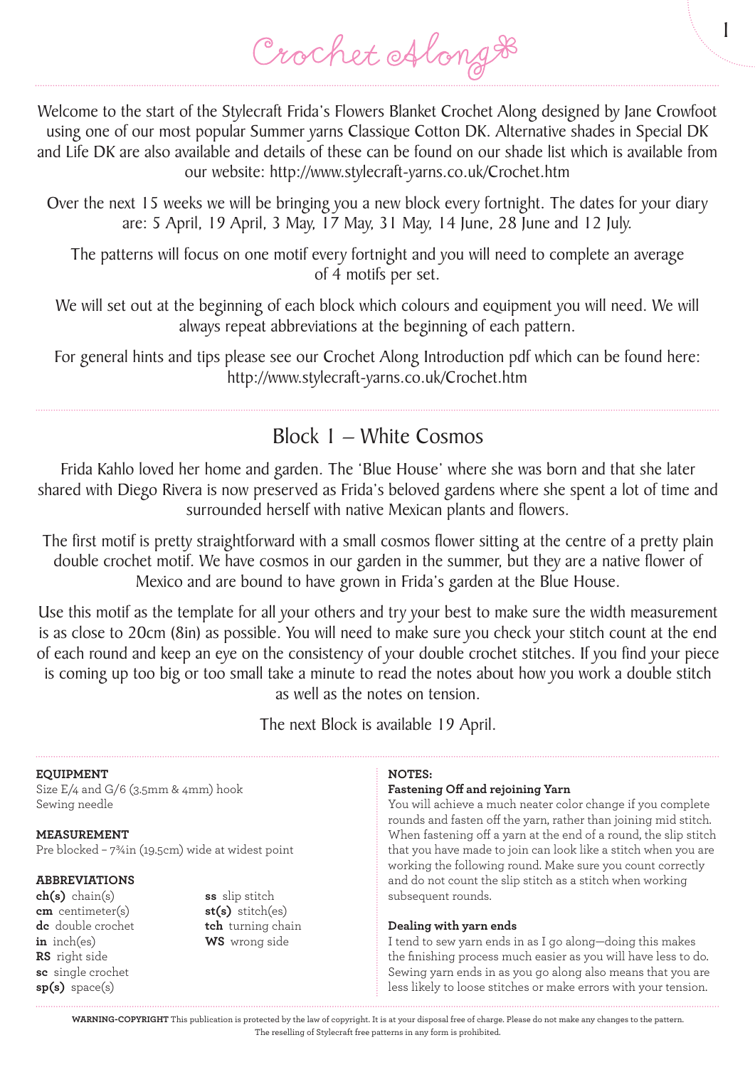# Crochet Along

Welcome to the start of the Stylecraft Frida's Flowers Blanket Crochet Along designed by Jane Crowfoot using one of our most popular Summer yarns Classique Cotton DK. Alternative shades in Special DK and Life DK are also available and details of these can be found on our shade list which is available from our website: http://www.stylecraft-yarns.co.uk/Crochet.htm

Over the next 15 weeks we will be bringing you a new block every fortnight. The dates for your diary are: 5 April, 19 April, 3 May, 17 May, 31 May, 14 June, 28 June and 12 July.

The patterns will focus on one motif every fortnight and you will need to complete an average of 4 motifs per set.

We will set out at the beginning of each block which colours and equipment you will need. We will always repeat abbreviations at the beginning of each pattern.

For general hints and tips please see our Crochet Along Introduction pdf which can be found here: http://www.stylecraft-yarns.co.uk/Crochet.htm

## Block 1 – White Cosmos

Frida Kahlo loved her home and garden. The 'Blue House' where she was born and that she later shared with Diego Rivera is now preserved as Frida's beloved gardens where she spent a lot of time and surrounded herself with native Mexican plants and flowers.

The first motif is pretty straightforward with a small cosmos flower sitting at the centre of a pretty plain double crochet motif. We have cosmos in our garden in the summer, but they are a native flower of Mexico and are bound to have grown in Frida's garden at the Blue House.

Use this motif as the template for all your others and try your best to make sure the width measurement is as close to 20cm (8in) as possible. You will need to make sure you check your stitch count at the end of each round and keep an eye on the consistency of your double crochet stitches. If you find your piece is coming up too big or too small take a minute to read the notes about how you work a double stitch as well as the notes on tension.

The next Block is available 19 April.

**EQUIPMENT**

Size E/4 and G/6 (3.5mm & 4mm) hook
Sewing needle

**MEASUREMENT**

Pre blocked – 7¾in (19.5cm) wide at widest point

**ABBREVIATIONS**

- **ch(s)** chain(s)
- **cm** centimeter(s)
- **dc** double crochet
- **in** inch(es)
- **RS** right side
- **sc** single crochet
- **sp(s)** space(s)
- **ss** slip stitch
- **st(s)** stitch(es)
- **tch** turning chain
- **WS** wrong side

**NOTES:**

**Fastening Off and rejoining Yarn**

You will achieve a much neater color change if you complete rounds and fasten off the yarn, rather than joining mid stitch. When fastening off a yarn at the end of a round, the slip stitch that you have made to join can look like a stitch when you are working the following round. Make sure you count correctly and do not count the slip stitch as a stitch when working subsequent rounds.

**Dealing with yarn ends**

I tend to sew yarn ends in as I go along—doing this makes the finishing process much easier as you will have less to do. Sewing yarn ends in as you go along also means that you are less likely to loose stitches or make errors with your tension.

**WARNING-COPYRIGHT** This publication is protected by the law of copyright. It is at your disposal free of charge. Please do not make any changes to the pattern. The reselling of Stylecraft free patterns in any form is prohibited.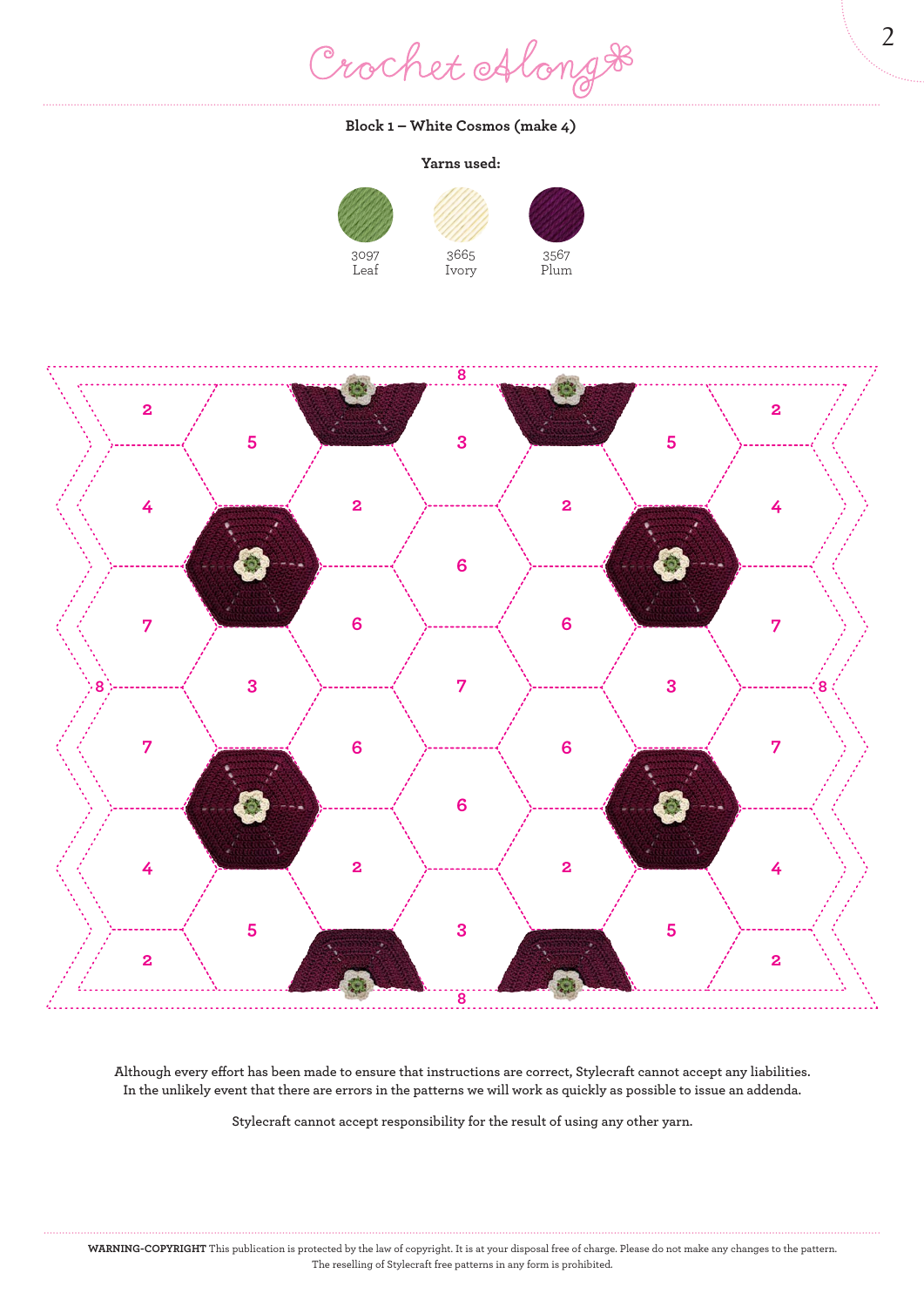## Block 1 – White Cosmos (make 4)

**Yarns used:**

3097
Leaf

3665
Ivory

3567
Plum

Although every effort has been made to ensure that instructions are correct, Stylecraft cannot accept any liabilities. In the unlikely event that there are errors in the patterns we will work as quickly as possible to issue an addenda.

Stylecraft cannot accept responsibility for the result of using any other yarn.

**WARNING-COPYRIGHT** This publication is protected by the law of copyright. It is at your disposal free of charge. Please do not make any changes to the pattern. The reselling of Stylecraft free patterns in any form is prohibited.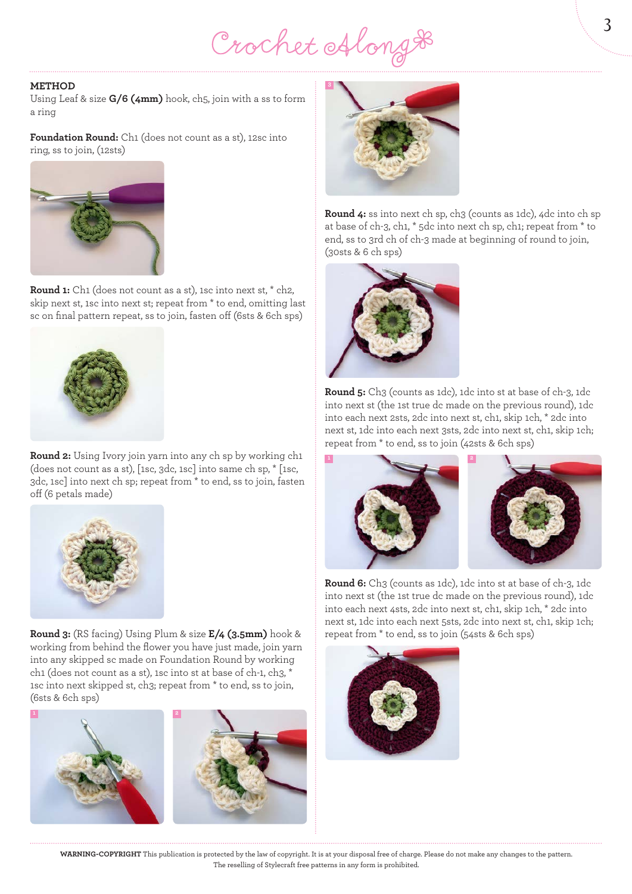## METHOD

Using Leaf & size **G/6 (4mm)** hook, ch5, join with a ss to form a ring

**Foundation Round:** Ch1 (does not count as a st), 12sc into ring, ss to join, (12sts)

**Round 1:** Ch1 (does not count as a st), 1sc into next st, * ch2, skip next st, 1sc into next st; repeat from * to end, omitting last sc on final pattern repeat, ss to join, fasten off (6sts & 6ch sps)

**Round 2:** Using Ivory join yarn into any ch sp by working ch1 (does not count as a st), [1sc, 3dc, 1sc] into same ch sp, * [1sc, 3dc, 1sc] into next ch sp; repeat from * to end, ss to join, fasten off (6 petals made)

**Round 3:** (RS facing) Using Plum & size **E/4 (3.5mm)** hook & working from behind the flower you have just made, join yarn into any skipped sc made on Foundation Round by working ch1 (does not count as a st), 1sc into st at base of ch-1, ch3, * 1sc into next skipped st, ch3; repeat from * to end, ss to join, (6sts & 6ch sps)

**Round 4:** ss into next ch sp, ch3 (counts as 1dc), 4dc into ch sp at base of ch-3, ch1, * 5dc into next ch sp, ch1; repeat from * to end, ss to 3rd ch of ch-3 made at beginning of round to join, (30sts & 6 ch sps)

**Round 5:** Ch3 (counts as 1dc), 1dc into st at base of ch-3, 1dc into next st (the 1st true dc made on the previous round), 1dc into each next 2sts, 2dc into next st, ch1, skip 1ch, * 2dc into next st, 1dc into each next 3sts, 2dc into next st, ch1, skip 1ch; repeat from * to end, ss to join (42sts & 6ch sps)

**Round 6:** Ch3 (counts as 1dc), 1dc into st at base of ch-3, 1dc into next st (the 1st true dc made on the previous round), 1dc into each next 4sts, 2dc into next st, ch1, skip 1ch, * 2dc into next st, 1dc into each next 5sts, 2dc into next st, ch1, skip 1ch; repeat from * to end, ss to join (54sts & 6ch sps)

**WARNING-COPYRIGHT** This publication is protected by the law of copyright. It is at your disposal free of charge. Please do not make any changes to the pattern. The reselling of Stylecraft free patterns in any form is prohibited.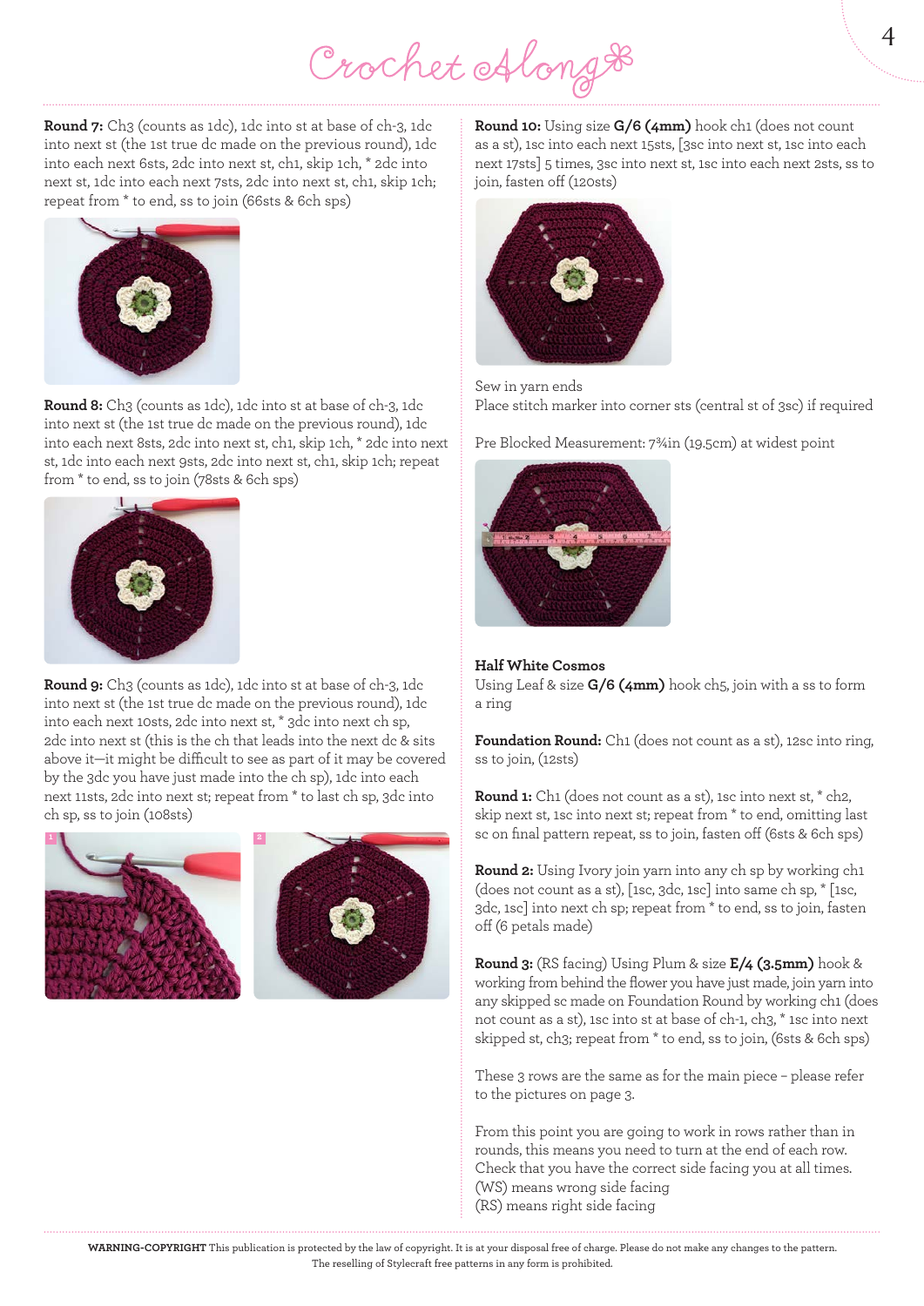**Round 7:** Ch3 (counts as 1dc), 1dc into st at base of ch-3, 1dc into next st (the 1st true dc made on the previous round), 1dc into each next 6sts, 2dc into next st, ch1, skip 1ch, * 2dc into next st, 1dc into each next 7sts, 2dc into next st, ch1, skip 1ch; repeat from * to end, ss to join (66sts & 6ch sps)

**Round 8:** Ch3 (counts as 1dc), 1dc into st at base of ch-3, 1dc into next st (the 1st true dc made on the previous round), 1dc into each next 8sts, 2dc into next st, ch1, skip 1ch, * 2dc into next st, 1dc into each next 9sts, 2dc into next st, ch1, skip 1ch; repeat from * to end, ss to join (78sts & 6ch sps)

**Round 9:** Ch3 (counts as 1dc), 1dc into st at base of ch-3, 1dc into next st (the 1st true dc made on the previous round), 1dc into each next 10sts, 2dc into next st, * 3dc into next ch sp, 2dc into next st (this is the ch that leads into the next dc & sits above it—it might be difficult to see as part of it may be covered by the 3dc you have just made into the ch sp), 1dc into each next 11sts, 2dc into next st; repeat from * to last ch sp, 3dc into ch sp, ss to join (108sts)

1

2

**Round 10:** Using size **G/6 (4mm)** hook ch1 (does not count as a st), 1sc into each next 15sts, [3sc into next st, 1sc into each next 17sts] 5 times, 3sc into next st, 1sc into each next 2sts, ss to join, fasten off (120sts)

Sew in yarn ends

Place stitch marker into corner sts (central st of 3sc) if required

Pre Blocked Measurement: 7¾in (19.5cm) at widest point

### Half White Cosmos

Using Leaf & size **G/6 (4mm)** hook ch5, join with a ss to form a ring

**Foundation Round:** Ch1 (does not count as a st), 12sc into ring, ss to join, (12sts)

**Round 1:** Ch1 (does not count as a st), 1sc into next st, * ch2, skip next st, 1sc into next st; repeat from * to end, omitting last sc on final pattern repeat, ss to join, fasten off (6sts & 6ch sps)

**Round 2:** Using Ivory join yarn into any ch sp by working ch1 (does not count as a st), [1sc, 3dc, 1sc] into same ch sp, * [1sc, 3dc, 1sc] into next ch sp; repeat from * to end, ss to join, fasten off (6 petals made)

**Round 3:** (RS facing) Using Plum & size **E/4 (3.5mm)** hook & working from behind the flower you have just made, join yarn into any skipped sc made on Foundation Round by working ch1 (does not count as a st), 1sc into st at base of ch-1, ch3, * 1sc into next skipped st, ch3; repeat from * to end, ss to join, (6sts & 6ch sps)

These 3 rows are the same as for the main piece – please refer to the pictures on page 3.

From this point you are going to work in rows rather than in rounds, this means you need to turn at the end of each row. Check that you have the correct side facing you at all times.
(WS) means wrong side facing
(RS) means right side facing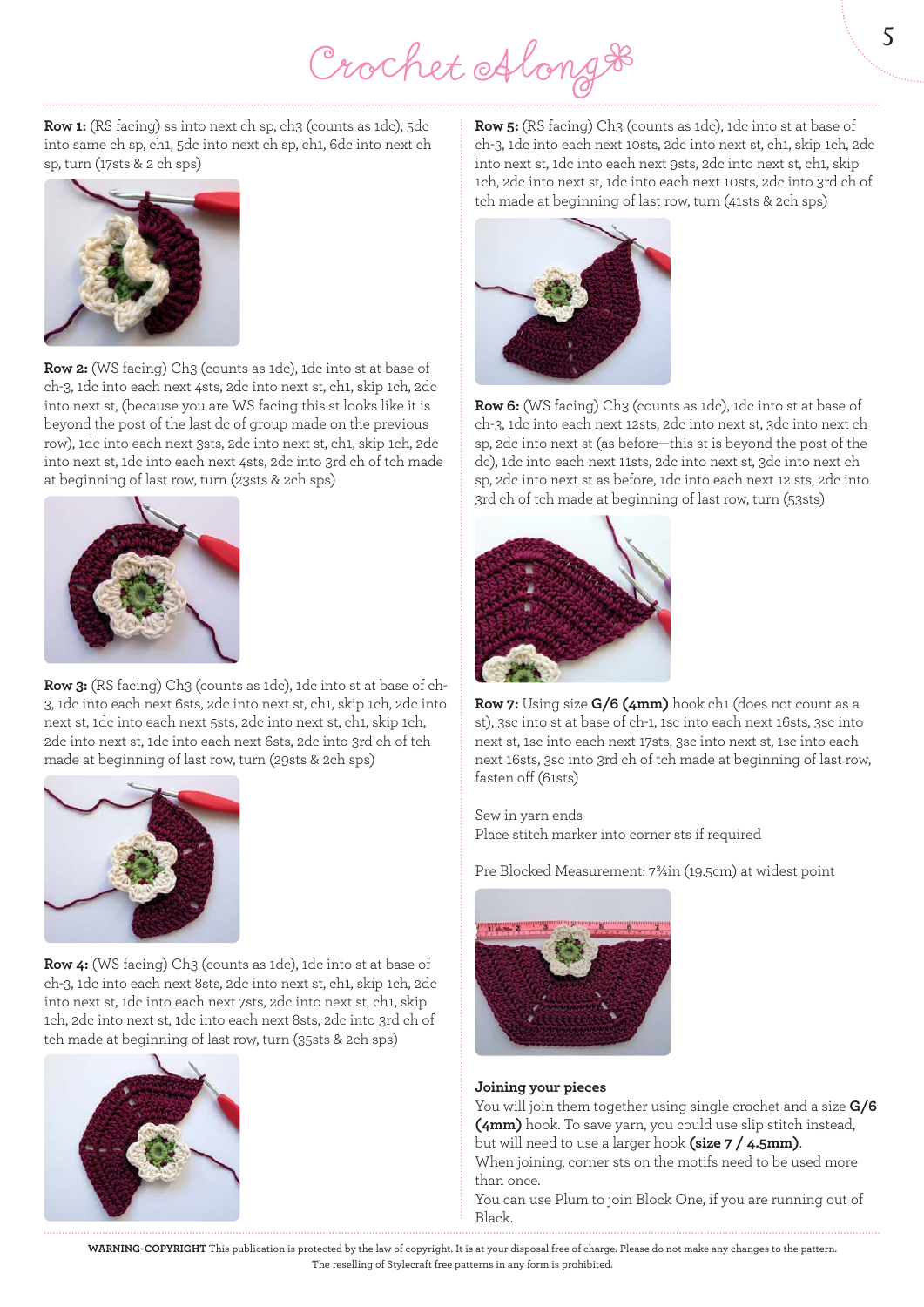**Row 1:** (RS facing) ss into next ch sp, ch3 (counts as 1dc), 5dc into same ch sp, ch1, 5dc into next ch sp, ch1, 6dc into next ch sp, turn (17sts & 2 ch sps)

**Row 2:** (WS facing) Ch3 (counts as 1dc), 1dc into st at base of ch-3, 1dc into each next 4sts, 2dc into next st, ch1, skip 1ch, 2dc into next st, (because you are WS facing this st looks like it is beyond the post of the last dc of group made on the previous row), 1dc into each next 3sts, 2dc into next st, ch1, skip 1ch, 2dc into next st, 1dc into each next 4sts, 2dc into 3rd ch of tch made at beginning of last row, turn (23sts & 2ch sps)

**Row 3:** (RS facing) Ch3 (counts as 1dc), 1dc into st at base of ch-3, 1dc into each next 6sts, 2dc into next st, ch1, skip 1ch, 2dc into next st, 1dc into each next 5sts, 2dc into next st, ch1, skip 1ch, 2dc into next st, 1dc into each next 6sts, 2dc into 3rd ch of tch made at beginning of last row, turn (29sts & 2ch sps)

**Row 4:** (WS facing) Ch3 (counts as 1dc), 1dc into st at base of ch-3, 1dc into each next 8sts, 2dc into next st, ch1, skip 1ch, 2dc into next st, 1dc into each next 7sts, 2dc into next st, ch1, skip 1ch, 2dc into next st, 1dc into each next 8sts, 2dc into 3rd ch of tch made at beginning of last row, turn (35sts & 2ch sps)

**Row 5:** (RS facing) Ch3 (counts as 1dc), 1dc into st at base of ch-3, 1dc into each next 10sts, 2dc into next st, ch1, skip 1ch, 2dc into next st, 1dc into each next 9sts, 2dc into next st, ch1, skip 1ch, 2dc into next st, 1dc into each next 10sts, 2dc into 3rd ch of tch made at beginning of last row, turn (41sts & 2ch sps)

**Row 6:** (WS facing) Ch3 (counts as 1dc), 1dc into st at base of ch-3, 1dc into each next 12sts, 2dc into next st, 3dc into next ch sp, 2dc into next st (as before—this st is beyond the post of the dc), 1dc into each next 11sts, 2dc into next st, 3dc into next ch sp, 2dc into next st as before, 1dc into each next 12 sts, 2dc into 3rd ch of tch made at beginning of last row, turn (53sts)

**Row 7:** Using size **G/6 (4mm)** hook ch1 (does not count as a st), 3sc into st at base of ch-1, 1sc into each next 16sts, 3sc into next st, 1sc into each next 17sts, 3sc into next st, 1sc into each next 16sts, 3sc into 3rd ch of tch made at beginning of last row, fasten off (61sts)

Sew in yarn ends

Place stitch marker into corner sts if required

Pre Blocked Measurement: 7¾in (19.5cm) at widest point

**Joining your pieces**

You will join them together using single crochet and a size **G/6 (4mm)** hook. To save yarn, you could use slip stitch instead, but will need to use a larger hook **(size 7 / 4.5mm)**.

When joining, corner sts on the motifs need to be used more than once.

You can use Plum to join Block One, if you are running out of Black.

**WARNING-COPYRIGHT** This publication is protected by the law of copyright. It is at your disposal free of charge. Please do not make any changes to the pattern. The reselling of Stylecraft free patterns in any form is prohibited.